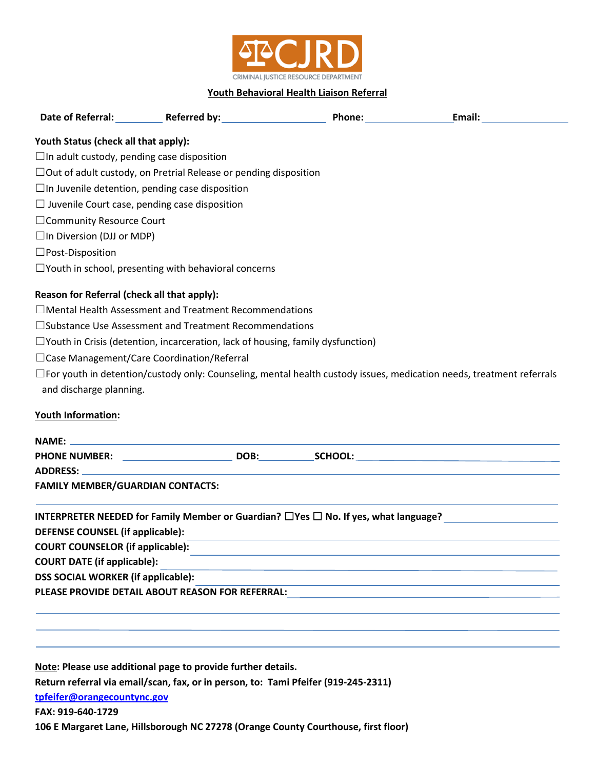CJRD

CRIMINAL JUSTICE RESOURCE DEPARTMENT

**Youth Behavioral Health Liaison Referral**

**Date of Referral:** ________ **Referred by:** ____________________ **Phone:** ________________ **Email:** ________________

**Youth Status (check all that apply):**

☐In adult custody, pending case disposition
☐Out of adult custody, on Pretrial Release or pending disposition
☐In Juvenile detention, pending case disposition
☐ Juvenile Court case, pending case disposition
☐Community Resource Court
☐In Diversion (DJJ or MDP)
☐Post-Disposition
☐Youth in school, presenting with behavioral concerns

**Reason for Referral (check all that apply):**

☐Mental Health Assessment and Treatment Recommendations
☐Substance Use Assessment and Treatment Recommendations
☐Youth in Crisis (detention, incarceration, lack of housing, family dysfunction)
☐Case Management/Care Coordination/Referral
☐For youth in detention/custody only: Counseling, mental health custody issues, medication needs, treatment referrals and discharge planning.

**Youth Information:**

**NAME:** ________________________________________________

**PHONE NUMBER:** ____________________ **DOB:**__________**SCHOOL:** ________________________

**ADDRESS:** ________________________________________________

**FAMILY MEMBER/GUARDIAN CONTACTS:**

________________________________________________

**INTERPRETER NEEDED for Family Member or Guardian? ☐Yes ☐ No. If yes, what language?** ________________

**DEFENSE COUNSEL (if applicable):** ________________________________

**COURT COUNSELOR (if applicable):** ________________________________

**COURT DATE (if applicable):** ________________________________

**DSS SOCIAL WORKER (if applicable):** ________________________________

**PLEASE PROVIDE DETAIL ABOUT REASON FOR REFERRAL:** ________________________

________________________________________________

________________________________________________

________________________________________________

**Note: Please use additional page to provide further details.**

**Return referral via email/scan, fax, or in person, to: Tami Pfeifer (919-245-2311)**

[tpfeifer@orangecountync.gov](mailto:tpfeifer@orangecountync.gov)

**FAX: 919-640-1729**

**106 E Margaret Lane, Hillsborough NC 27278 (Orange County Courthouse, first floor)**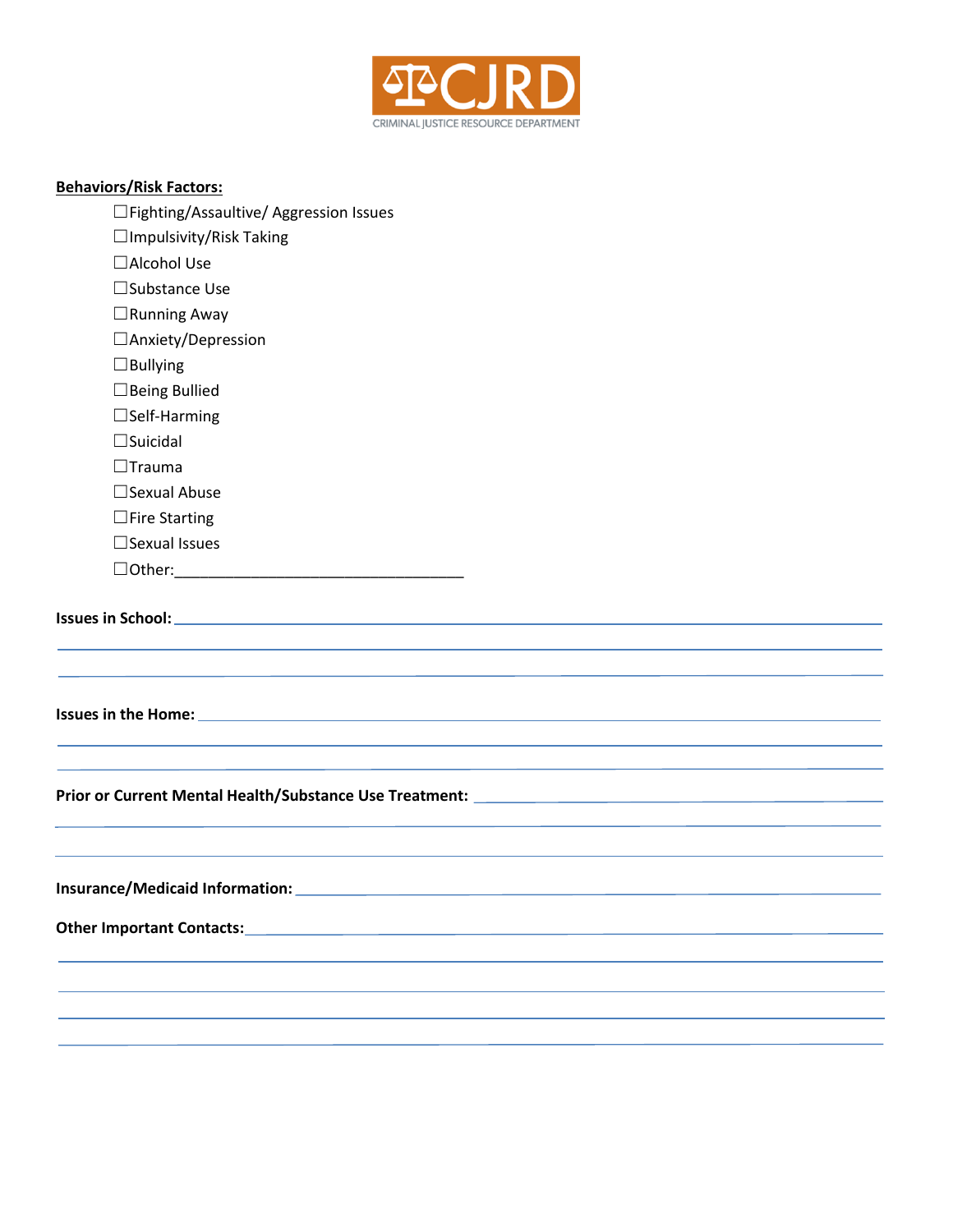CJRD
CRIMINAL JUSTICE RESOURCE DEPARTMENT

**Behaviors/Risk Factors:**

- ☐Fighting/Assaultive/ Aggression Issues
- ☐Impulsivity/Risk Taking
- ☐Alcohol Use
- ☐Substance Use
- ☐Running Away
- ☐Anxiety/Depression
- ☐Bullying
- ☐Being Bullied
- ☐Self-Harming
- ☐Suicidal
- ☐Trauma
- ☐Sexual Abuse
- ☐Fire Starting
- ☐Sexual Issues
- ☐Other:___________________________________

**Issues in School:** ____________________________________________________________

____________________________________________________________

____________________________________________________________

**Issues in the Home:** ____________________________________________________________

____________________________________________________________

____________________________________________________________

**Prior or Current Mental Health/Substance Use Treatment:** ______________________________

____________________________________________________________

____________________________________________________________

**Insurance/Medicaid Information:** ______________________________________________

**Other Important Contacts:** ____________________________________________________

____________________________________________________________

____________________________________________________________

____________________________________________________________

____________________________________________________________